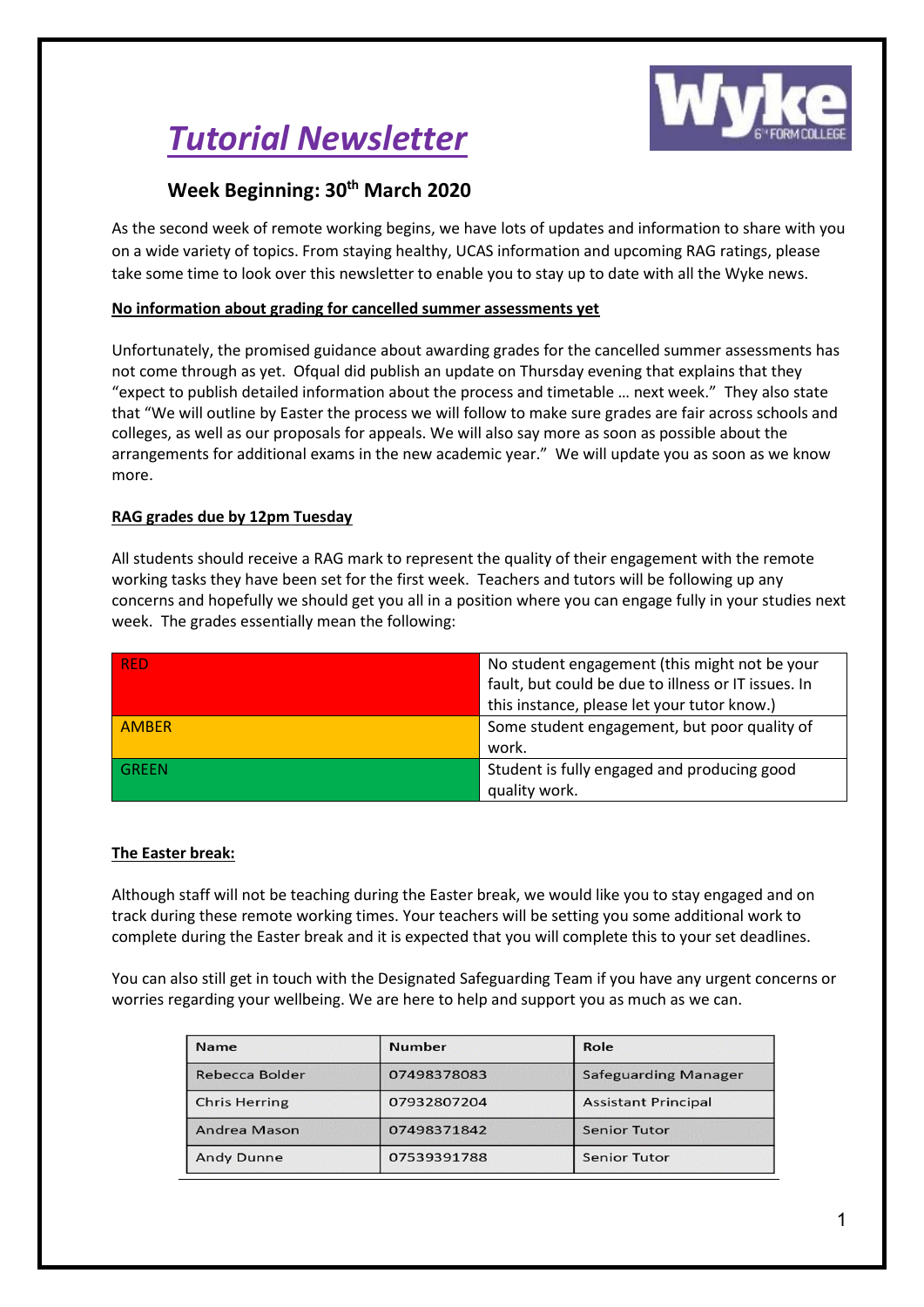# *Tutorial Newsletter*

## Week Beginning: 30th March 2020

As the second week of remote working begins, we have lots of updates and information to share with you on a wide variety of topics. From staying healthy, UCAS information and upcoming RAG ratings, please take some time to look over this newsletter to enable you to stay up to date with all the Wyke news.

**No information about grading for cancelled summer assessments yet**

Unfortunately, the promised guidance about awarding grades for the cancelled summer assessments has not come through as yet. Ofqual did publish an update on Thursday evening that explains that they "expect to publish detailed information about the process and timetable … next week." They also state that "We will outline by Easter the process we will follow to make sure grades are fair across schools and colleges, as well as our proposals for appeals. We will also say more as soon as possible about the arrangements for additional exams in the new academic year." We will update you as soon as we know more.

**RAG grades due by 12pm Tuesday**

All students should receive a RAG mark to represent the quality of their engagement with the remote working tasks they have been set for the first week. Teachers and tutors will be following up any concerns and hopefully we should get you all in a position where you can engage fully in your studies next week. The grades essentially mean the following:

| | |
|---|---|
| RED | No student engagement (this might not be your fault, but could be due to illness or IT issues. In this instance, please let your tutor know.) |
| AMBER | Some student engagement, but poor quality of work. |
| GREEN | Student is fully engaged and producing good quality work. |

**The Easter break:**

Although staff will not be teaching during the Easter break, we would like you to stay engaged and on track during these remote working times. Your teachers will be setting you some additional work to complete during the Easter break and it is expected that you will complete this to your set deadlines.

You can also still get in touch with the Designated Safeguarding Team if you have any urgent concerns or worries regarding your wellbeing. We are here to help and support you as much as we can.

| Name | Number | Role |
|---|---|---|
| Rebecca Bolder | 07498378083 | Safeguarding Manager |
| Chris Herring | 07932807204 | Assistant Principal |
| Andrea Mason | 07498371842 | Senior Tutor |
| Andy Dunne | 07539391788 | Senior Tutor |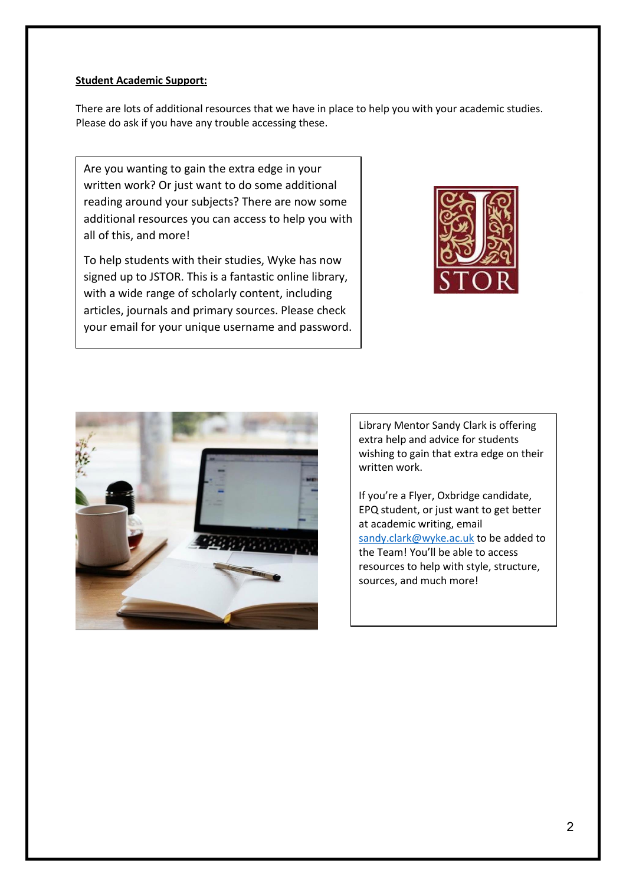**Student Academic Support:**

There are lots of additional resources that we have in place to help you with your academic studies. Please do ask if you have any trouble accessing these.

Are you wanting to gain the extra edge in your written work? Or just want to do some additional reading around your subjects? There are now some additional resources you can access to help you with all of this, and more!

To help students with their studies, Wyke has now signed up to JSTOR. This is a fantastic online library, with a wide range of scholarly content, including articles, journals and primary sources. Please check your email for your unique username and password.

Library Mentor Sandy Clark is offering extra help and advice for students wishing to gain that extra edge on their written work.

If you're a Flyer, Oxbridge candidate, EPQ student, or just want to get better at academic writing, email sandy.clark@wyke.ac.uk to be added to the Team! You'll be able to access resources to help with style, structure, sources, and much more!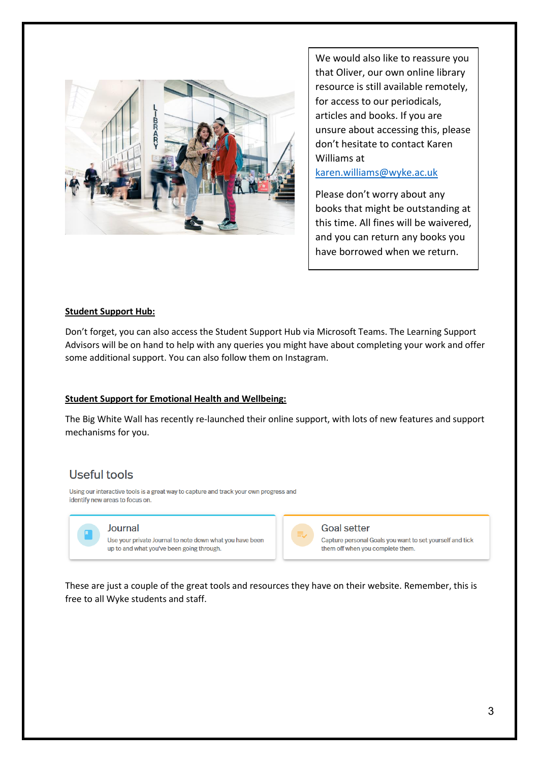We would also like to reassure you that Oliver, our own online library resource is still available remotely, for access to our periodicals, articles and books. If you are unsure about accessing this, please don't hesitate to contact Karen Williams at karen.williams@wyke.ac.uk

Please don't worry about any books that might be outstanding at this time. All fines will be waivered, and you can return any books you have borrowed when we return.

**Student Support Hub:**

Don't forget, you can also access the Student Support Hub via Microsoft Teams. The Learning Support Advisors will be on hand to help with any queries you might have about completing your work and offer some additional support. You can also follow them on Instagram.

**Student Support for Emotional Health and Wellbeing:**

The Big White Wall has recently re-launched their online support, with lots of new features and support mechanisms for you.

## Useful tools

Using our interactive tools is a great way to capture and track your own progress and identify new areas to focus on.

**Journal**
Use your private Journal to note down what you have been up to and what you've been going through.

**Goal setter**
Capture personal Goals you want to set yourself and tick them off when you complete them.

These are just a couple of the great tools and resources they have on their website. Remember, this is free to all Wyke students and staff.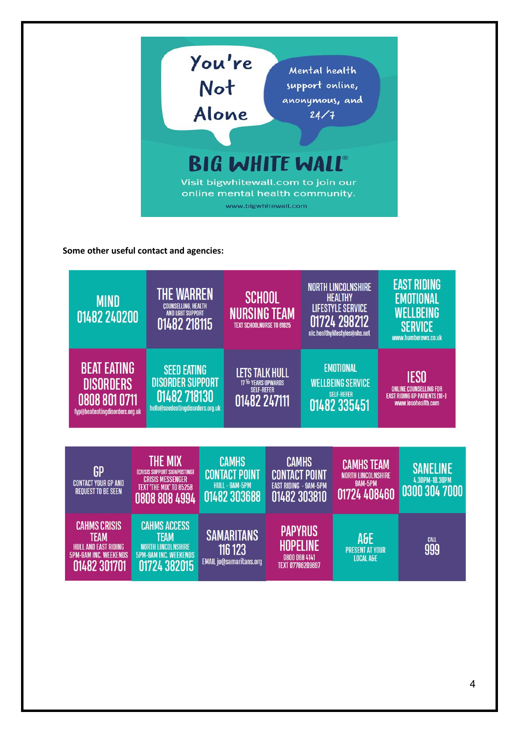You're Not Alone

Mental health support online, anonymous, and 24/7

**BIG WHITE WALL®**

Visit bigwhitewall.com to join our online mental health community.

www.bigwhitewall.com

**Some other useful contact and agencies:**

| | | | | |
|---|---|---|---|---|
| MIND 01482 240200 | THE WARREN COUNSELLING, HEALTH AND LGBT SUPPORT 01482 218115 | SCHOOL NURSING TEAM TEXT SCHOOLNURSE TO 61825 | NORTH LINCOLNSHIRE HEALTHY LIFESTYLE SERVICE 01724 298212 nlc.healthylifestyles@nhs.net | EAST RIDING EMOTIONAL WELLBEING SERVICE www.humberews.co.uk |
| BEAT EATING DISORDERS 0808 801 0711 fyp@beateatingdisorders.org.uk | SEED EATING DISORDER SUPPORT 01482 718130 hello@seedeatingdisorders.org.uk | LETS TALK HULL 17 ½ YEARS UPWARDS SELF-REFER 01482 247111 | EMOTIONAL WELLBEING SERVICE SELF-REFER 01482 335451 | IESO ONLINE COUNSELLING FOR EAST RIDING GP PATIENTS (18+) www.iesohealth.com |

| | | | | | |
|---|---|---|---|---|---|
| GP CONTACT YOUR GP AND REQUEST TO BE SEEN | THE MIX (CRISIS SUPPORT SIGNPOSTING) CRISIS MESSENGER TEXT 'THE MIX' TO 85258 0808 808 4994 | CAMHS CONTACT POINT HULL - 9AM-5PM 01482 303688 | CAMHS CONTACT POINT EAST RIDING - 9AM-5PM 01482 303810 | CAMHS TEAM NORTH LINCOLNSHIRE 9AM-5PM 01724 408460 | SANELINE 4.30PM-10.30PM 0300 304 7000 |
| CAHMS CRISIS TEAM HULL AND EAST RIDING 5PM-9AM INC. WEEKENDS 01482 301701 | CAHMS ACCESS TEAM NORTH LINCOLNSHIRE 5PM-9AM INC. WEEKENDS 01724 382015 | SAMARITANS 116 123 EMAIL jo@samaritans.org | PAPYRUS HOPELINE 0800 068 4141 TEXT 07786209697 | A&E PRESENT AT YOUR LOCAL A&E | CALL 999 |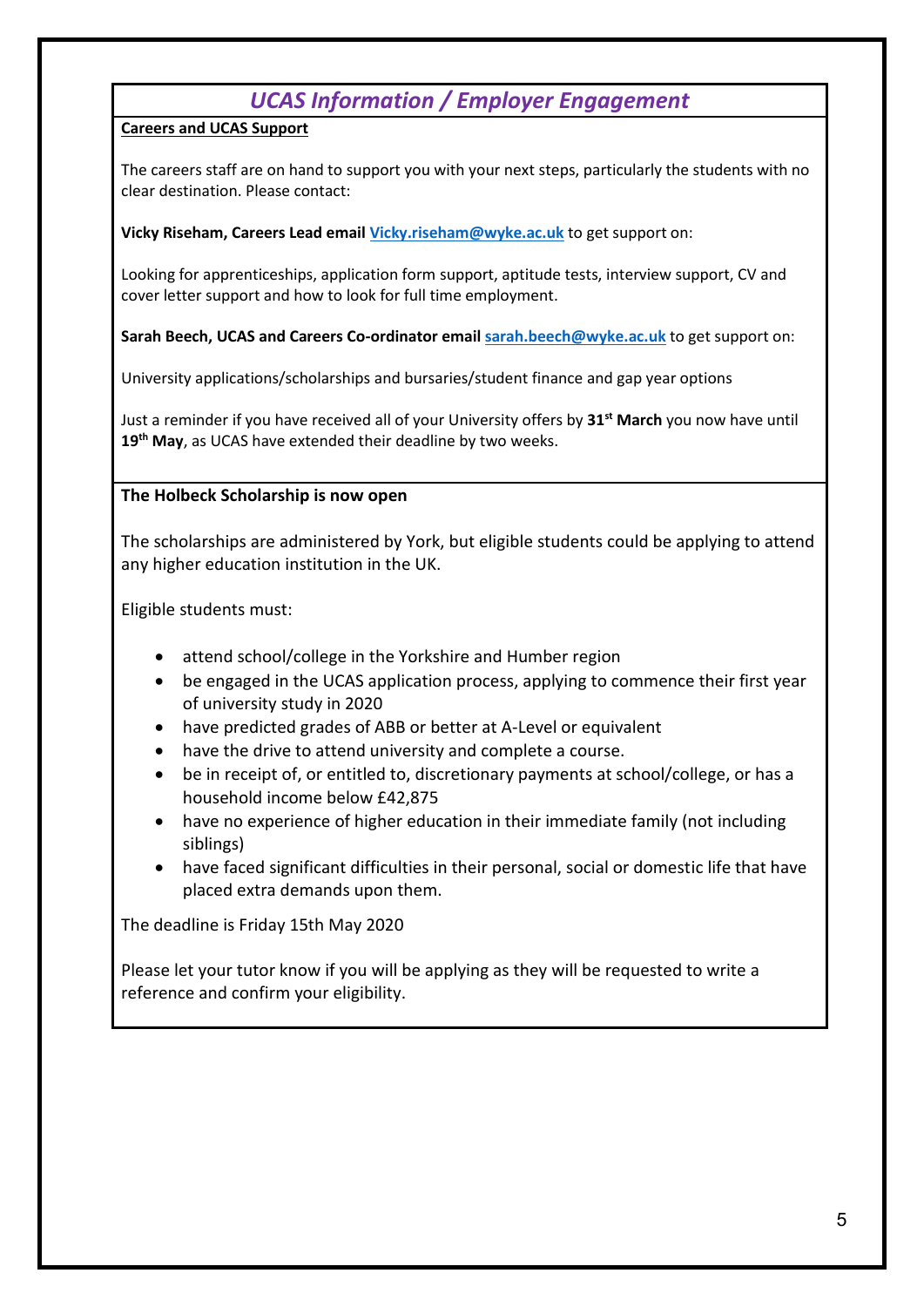# *UCAS Information / Employer Engagement*

**Careers and UCAS Support**

The careers staff are on hand to support you with your next steps, particularly the students with no clear destination. Please contact:

**Vicky Riseham, Careers Lead email** **Vicky.riseham@wyke.ac.uk** to get support on:

Looking for apprenticeships, application form support, aptitude tests, interview support, CV and cover letter support and how to look for full time employment.

**Sarah Beech, UCAS and Careers Co-ordinator email** **sarah.beech@wyke.ac.uk** to get support on:

University applications/scholarships and bursaries/student finance and gap year options

Just a reminder if you have received all of your University offers by **31st March** you now have until **19th May**, as UCAS have extended their deadline by two weeks.

**The Holbeck Scholarship is now open**

The scholarships are administered by York, but eligible students could be applying to attend any higher education institution in the UK.

Eligible students must:

- attend school/college in the Yorkshire and Humber region
- be engaged in the UCAS application process, applying to commence their first year of university study in 2020
- have predicted grades of ABB or better at A-Level or equivalent
- have the drive to attend university and complete a course.
- be in receipt of, or entitled to, discretionary payments at school/college, or has a household income below £42,875
- have no experience of higher education in their immediate family (not including siblings)
- have faced significant difficulties in their personal, social or domestic life that have placed extra demands upon them.

The deadline is Friday 15th May 2020

Please let your tutor know if you will be applying as they will be requested to write a reference and confirm your eligibility.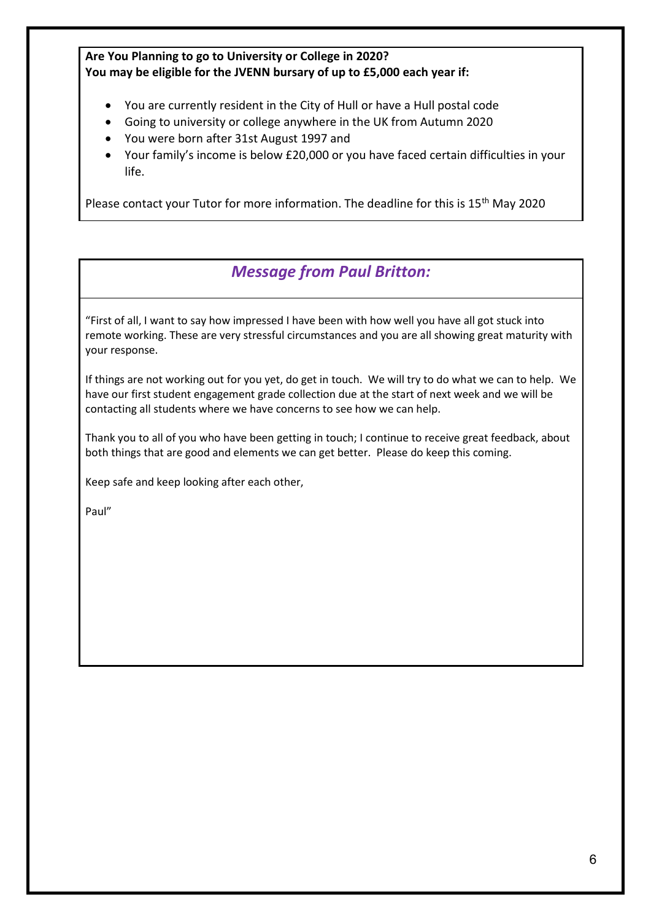**Are You Planning to go to University or College in 2020?**
**You may be eligible for the JVENN bursary of up to £5,000 each year if:**

- You are currently resident in the City of Hull or have a Hull postal code
- Going to university or college anywhere in the UK from Autumn 2020
- You were born after 31st August 1997 and
- Your family's income is below £20,000 or you have faced certain difficulties in your life.

Please contact your Tutor for more information. The deadline for this is 15th May 2020

## *Message from Paul Britton:*

"First of all, I want to say how impressed I have been with how well you have all got stuck into remote working. These are very stressful circumstances and you are all showing great maturity with your response.

If things are not working out for you yet, do get in touch. We will try to do what we can to help. We have our first student engagement grade collection due at the start of next week and we will be contacting all students where we have concerns to see how we can help.

Thank you to all of you who have been getting in touch; I continue to receive great feedback, about both things that are good and elements we can get better. Please do keep this coming.

Keep safe and keep looking after each other,

Paul"